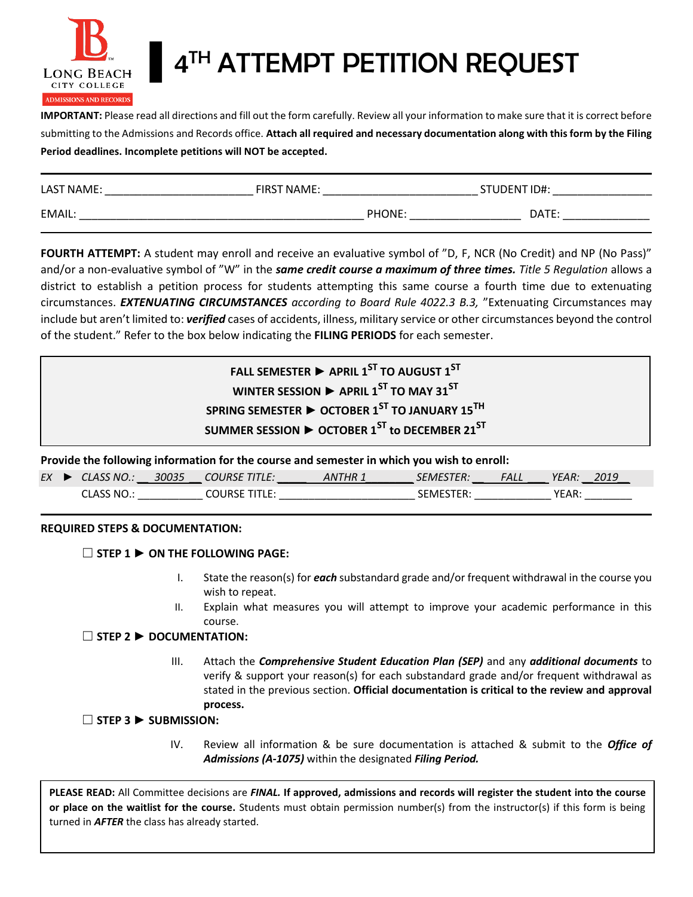Long Beach City College
ADMISSIONS AND RECORDS

# 4TH ATTEMPT PETITION REQUEST

**IMPORTANT:** Please read all directions and fill out the form carefully. Review all your information to make sure that it is correct before submitting to the Admissions and Records office. **Attach all required and necessary documentation along with this form by the Filing Period deadlines. Incomplete petitions will NOT be accepted.**

LAST NAME: ________________________ FIRST NAME: ________________________ STUDENT ID#: ________________

EMAIL: ______________________________________________ PHONE: __________________ DATE: ______________

**FOURTH ATTEMPT:** A student may enroll and receive an evaluative symbol of "D, F, NCR (No Credit) and NP (No Pass)" and/or a non-evaluative symbol of "W" in the ***same credit course a maximum of three times.*** *Title 5 Regulation* allows a district to establish a petition process for students attempting this same course a fourth time due to extenuating circumstances. ***EXTENUATING CIRCUMSTANCES*** *according to Board Rule 4022.3 B.3,* "Extenuating Circumstances may include but aren't limited to: ***verified*** cases of accidents, illness, military service or other circumstances beyond the control of the student." Refer to the box below indicating the **FILING PERIODS** for each semester.

**FALL SEMESTER ▶ APRIL 1ST TO AUGUST 1ST**
**WINTER SESSION ▶ APRIL 1ST TO MAY 31ST**
**SPRING SEMESTER ▶ OCTOBER 1ST TO JANUARY 15TH**
**SUMMER SESSION ▶ OCTOBER 1ST to DECEMBER 21ST**

**Provide the following information for the course and semester in which you wish to enroll:**

*EX ▶ CLASS NO.: 30035 COURSE TITLE: ANTHR 1 SEMESTER: FALL YEAR: 2019*

CLASS NO.: ___________ COURSE TITLE: _______________________ SEMESTER: _____________ YEAR: ________

**REQUIRED STEPS & DOCUMENTATION:**

☐ **STEP 1 ▶ ON THE FOLLOWING PAGE:**

I. State the reason(s) for ***each*** substandard grade and/or frequent withdrawal in the course you wish to repeat.

II. Explain what measures you will attempt to improve your academic performance in this course.

☐ **STEP 2 ▶ DOCUMENTATION:**

III. Attach the ***Comprehensive Student Education Plan (SEP)*** and any ***additional documents*** to verify & support your reason(s) for each substandard grade and/or frequent withdrawal as stated in the previous section. **Official documentation is critical to the review and approval process.**

☐ **STEP 3 ▶ SUBMISSION:**

IV. Review all information & be sure documentation is attached & submit to the ***Office of Admissions (A-1075)*** within the designated ***Filing Period.***

**PLEASE READ:** All Committee decisions are ***FINAL.*** **If approved, admissions and records will register the student into the course or place on the waitlist for the course.** Students must obtain permission number(s) from the instructor(s) if this form is being turned in ***AFTER*** the class has already started.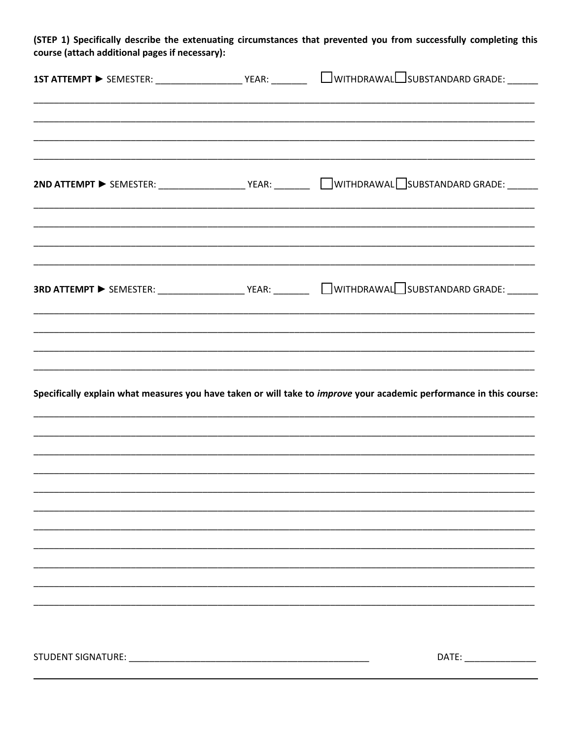**(STEP 1) Specifically describe the extenuating circumstances that prevented you from successfully completing this course (attach additional pages if necessary):**

**1ST ATTEMPT ►** SEMESTER: _________________ YEAR: _______ ☐ WITHDRAWAL ☐ SUBSTANDARD GRADE: ______

_______________________________________________________________________________________________

_______________________________________________________________________________________________

_______________________________________________________________________________________________

_______________________________________________________________________________________________

**2ND ATTEMPT ►** SEMESTER: _________________ YEAR: _______ ☐ WITHDRAWAL ☐ SUBSTANDARD GRADE: ______

_______________________________________________________________________________________________

_______________________________________________________________________________________________

_______________________________________________________________________________________________

_______________________________________________________________________________________________

**3RD ATTEMPT ►** SEMESTER: _________________ YEAR: _______ ☐ WITHDRAWAL ☐ SUBSTANDARD GRADE: ______

_______________________________________________________________________________________________

_______________________________________________________________________________________________

_______________________________________________________________________________________________

_______________________________________________________________________________________________

**Specifically explain what measures you have taken or will take to *improve* your academic performance in this course:**

_______________________________________________________________________________________________

_______________________________________________________________________________________________

_______________________________________________________________________________________________

_______________________________________________________________________________________________

_______________________________________________________________________________________________

_______________________________________________________________________________________________

_______________________________________________________________________________________________

_______________________________________________________________________________________________

_______________________________________________________________________________________________

_______________________________________________________________________________________________

_______________________________________________________________________________________________

STUDENT SIGNATURE: _________________________________________________ DATE: ______________